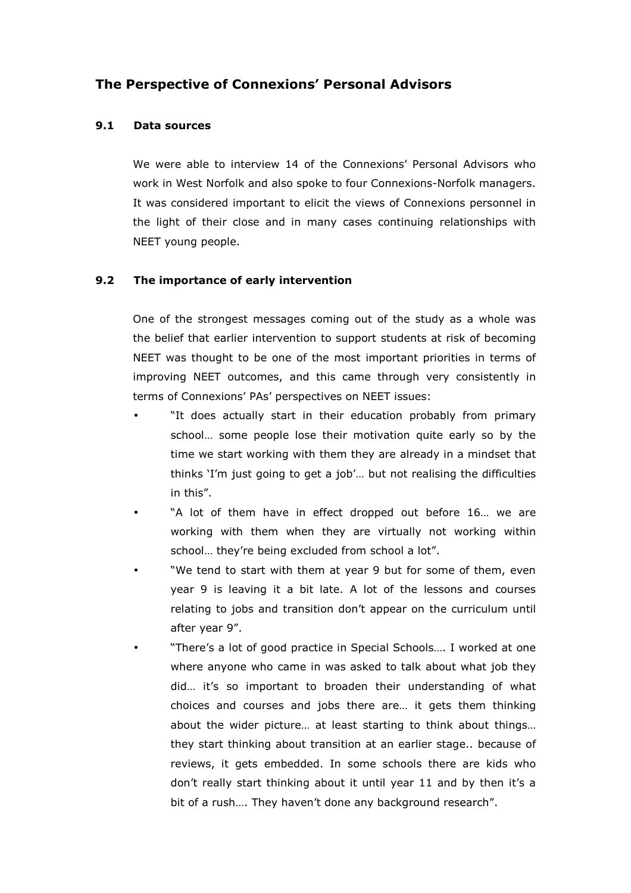## The Perspective of Connexions' Personal Advisors

### 9.1 Data sources

We were able to interview 14 of the Connexions' Personal Advisors who work in West Norfolk and also spoke to four Connexions-Norfolk managers. It was considered important to elicit the views of Connexions personnel in the light of their close and in many cases continuing relationships with NEET young people.

### 9.2 The importance of early intervention

One of the strongest messages coming out of the study as a whole was the belief that earlier intervention to support students at risk of becoming NEET was thought to be one of the most important priorities in terms of improving NEET outcomes, and this came through very consistently in terms of Connexions' PAs' perspectives on NEET issues:

- "It does actually start in their education probably from primary school… some people lose their motivation quite early so by the time we start working with them they are already in a mindset that thinks 'I'm just going to get a job'… but not realising the difficulties in this".
- "A lot of them have in effect dropped out before 16… we are working with them when they are virtually not working within school… they're being excluded from school a lot".
- "We tend to start with them at year 9 but for some of them, even year 9 is leaving it a bit late. A lot of the lessons and courses relating to jobs and transition don't appear on the curriculum until after year 9".
- "There's a lot of good practice in Special Schools…. I worked at one where anyone who came in was asked to talk about what job they did… it's so important to broaden their understanding of what choices and courses and jobs there are… it gets them thinking about the wider picture… at least starting to think about things… they start thinking about transition at an earlier stage.. because of reviews, it gets embedded. In some schools there are kids who don't really start thinking about it until year 11 and by then it's a bit of a rush…. They haven't done any background research".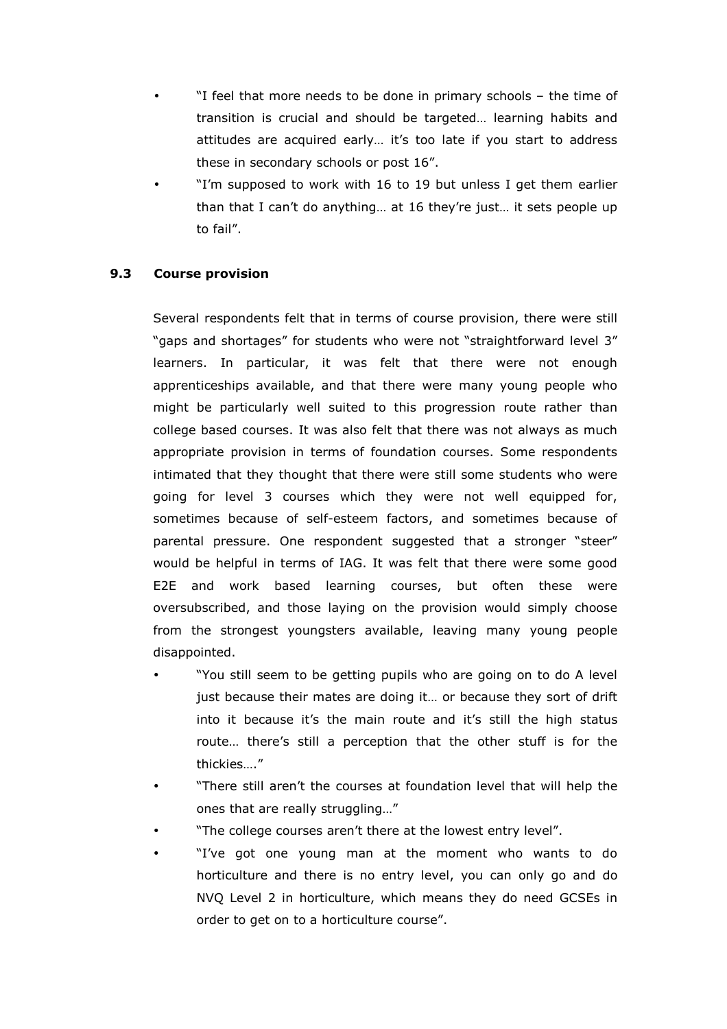- "I feel that more needs to be done in primary schools – the time of transition is crucial and should be targeted… learning habits and attitudes are acquired early… it's too late if you start to address these in secondary schools or post 16".
- "I'm supposed to work with 16 to 19 but unless I get them earlier than that I can't do anything… at 16 they're just… it sets people up to fail".

### 9.3 Course provision

Several respondents felt that in terms of course provision, there were still "gaps and shortages" for students who were not "straightforward level 3" learners. In particular, it was felt that there were not enough apprenticeships available, and that there were many young people who might be particularly well suited to this progression route rather than college based courses. It was also felt that there was not always as much appropriate provision in terms of foundation courses. Some respondents intimated that they thought that there were still some students who were going for level 3 courses which they were not well equipped for, sometimes because of self-esteem factors, and sometimes because of parental pressure. One respondent suggested that a stronger "steer" would be helpful in terms of IAG. It was felt that there were some good E2E and work based learning courses, but often these were oversubscribed, and those laying on the provision would simply choose from the strongest youngsters available, leaving many young people disappointed.

- "You still seem to be getting pupils who are going on to do A level just because their mates are doing it… or because they sort of drift into it because it's the main route and it's still the high status route… there's still a perception that the other stuff is for the thickies…."
- "There still aren't the courses at foundation level that will help the ones that are really struggling…"
- "The college courses aren't there at the lowest entry level".
- "I've got one young man at the moment who wants to do horticulture and there is no entry level, you can only go and do NVQ Level 2 in horticulture, which means they do need GCSEs in order to get on to a horticulture course".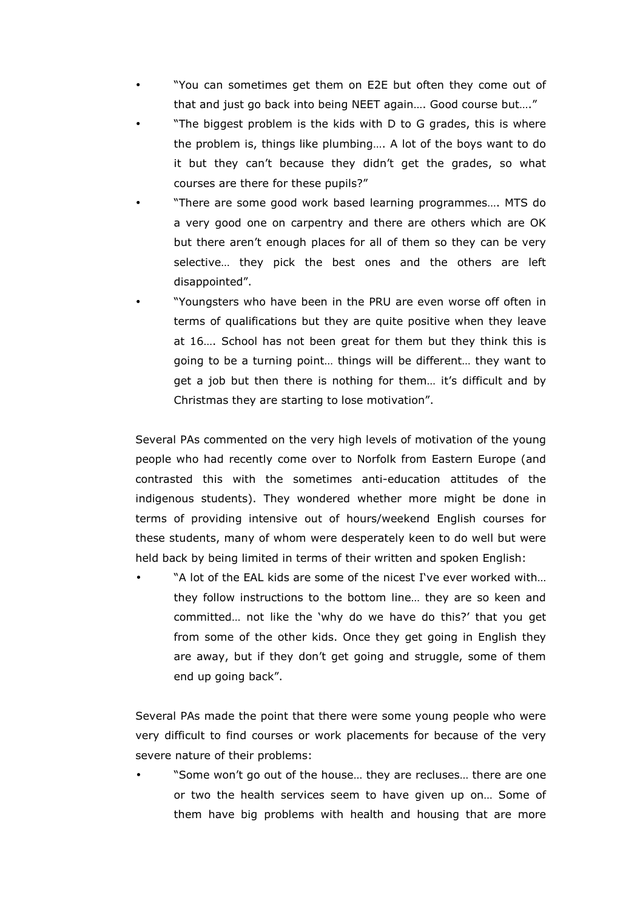- "You can sometimes get them on E2E but often they come out of that and just go back into being NEET again…. Good course but…."
- "The biggest problem is the kids with D to G grades, this is where the problem is, things like plumbing…. A lot of the boys want to do it but they can't because they didn't get the grades, so what courses are there for these pupils?"
- "There are some good work based learning programmes…. MTS do a very good one on carpentry and there are others which are OK but there aren't enough places for all of them so they can be very selective… they pick the best ones and the others are left disappointed".
- "Youngsters who have been in the PRU are even worse off often in terms of qualifications but they are quite positive when they leave at 16…. School has not been great for them but they think this is going to be a turning point… things will be different… they want to get a job but then there is nothing for them… it's difficult and by Christmas they are starting to lose motivation".

Several PAs commented on the very high levels of motivation of the young people who had recently come over to Norfolk from Eastern Europe (and contrasted this with the sometimes anti-education attitudes of the indigenous students). They wondered whether more might be done in terms of providing intensive out of hours/weekend English courses for these students, many of whom were desperately keen to do well but were held back by being limited in terms of their written and spoken English:

- "A lot of the EAL kids are some of the nicest I've ever worked with… they follow instructions to the bottom line… they are so keen and committed… not like the 'why do we have do this?' that you get from some of the other kids. Once they get going in English they are away, but if they don't get going and struggle, some of them end up going back".

Several PAs made the point that there were some young people who were very difficult to find courses or work placements for because of the very severe nature of their problems:

- "Some won't go out of the house… they are recluses… there are one or two the health services seem to have given up on… Some of them have big problems with health and housing that are more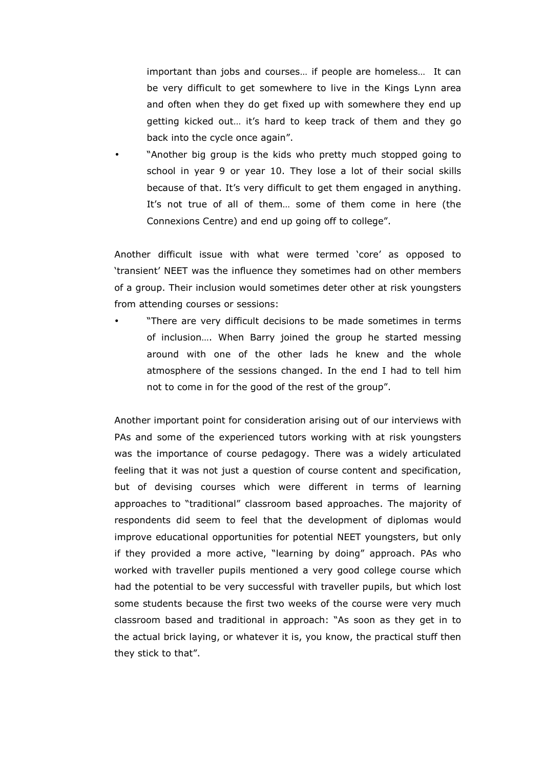important than jobs and courses… if people are homeless… It can be very difficult to get somewhere to live in the Kings Lynn area and often when they do get fixed up with somewhere they end up getting kicked out… it's hard to keep track of them and they go back into the cycle once again".

- "Another big group is the kids who pretty much stopped going to school in year 9 or year 10. They lose a lot of their social skills because of that. It's very difficult to get them engaged in anything. It's not true of all of them… some of them come in here (the Connexions Centre) and end up going off to college".

Another difficult issue with what were termed 'core' as opposed to 'transient' NEET was the influence they sometimes had on other members of a group. Their inclusion would sometimes deter other at risk youngsters from attending courses or sessions:

- "There are very difficult decisions to be made sometimes in terms of inclusion…. When Barry joined the group he started messing around with one of the other lads he knew and the whole atmosphere of the sessions changed. In the end I had to tell him not to come in for the good of the rest of the group".

Another important point for consideration arising out of our interviews with PAs and some of the experienced tutors working with at risk youngsters was the importance of course pedagogy. There was a widely articulated feeling that it was not just a question of course content and specification, but of devising courses which were different in terms of learning approaches to "traditional" classroom based approaches. The majority of respondents did seem to feel that the development of diplomas would improve educational opportunities for potential NEET youngsters, but only if they provided a more active, "learning by doing" approach. PAs who worked with traveller pupils mentioned a very good college course which had the potential to be very successful with traveller pupils, but which lost some students because the first two weeks of the course were very much classroom based and traditional in approach: "As soon as they get in to the actual brick laying, or whatever it is, you know, the practical stuff then they stick to that".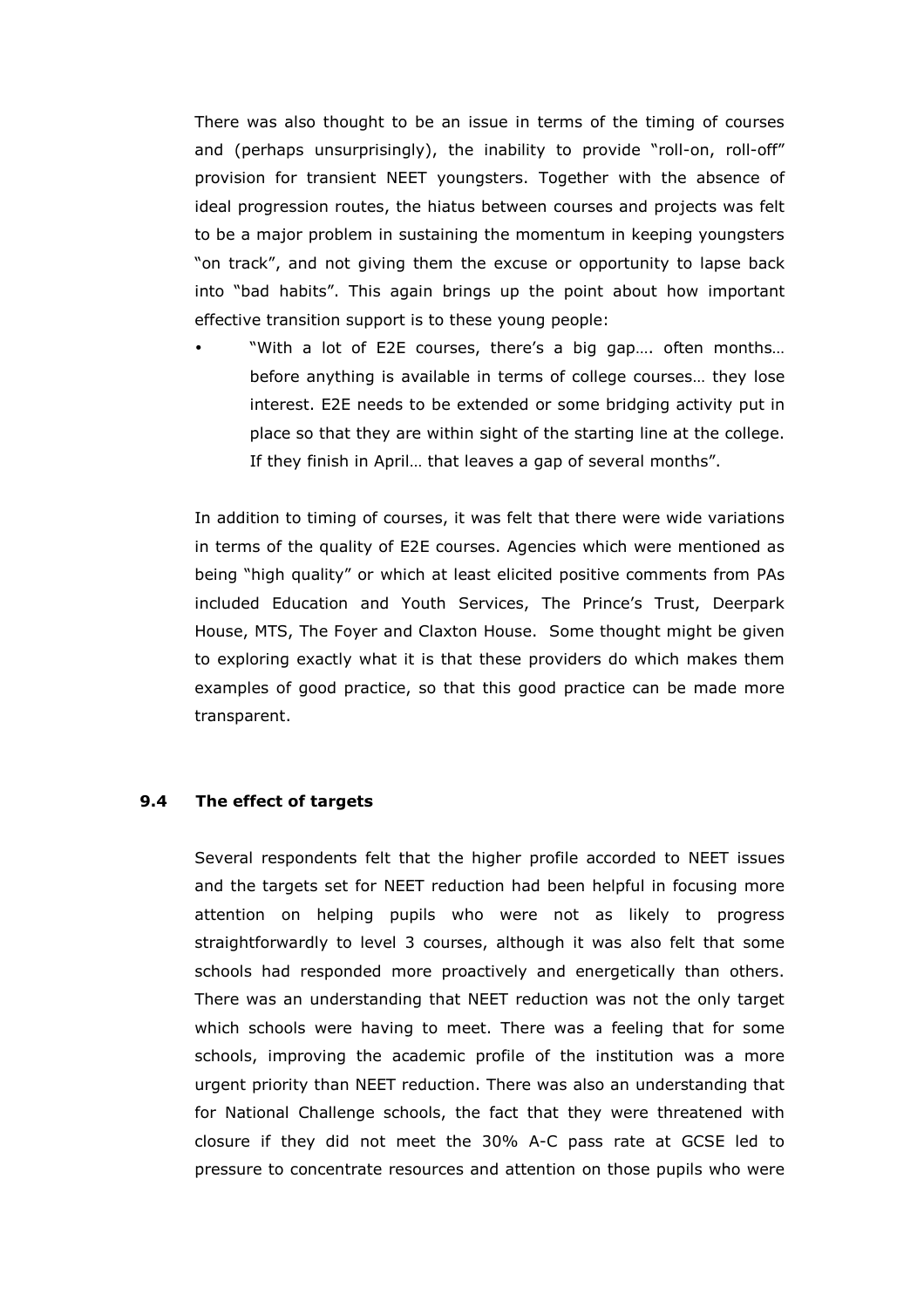There was also thought to be an issue in terms of the timing of courses and (perhaps unsurprisingly), the inability to provide "roll-on, roll-off" provision for transient NEET youngsters. Together with the absence of ideal progression routes, the hiatus between courses and projects was felt to be a major problem in sustaining the momentum in keeping youngsters "on track", and not giving them the excuse or opportunity to lapse back into "bad habits". This again brings up the point about how important effective transition support is to these young people:

- "With a lot of E2E courses, there's a big gap…. often months… before anything is available in terms of college courses… they lose interest. E2E needs to be extended or some bridging activity put in place so that they are within sight of the starting line at the college. If they finish in April… that leaves a gap of several months".

In addition to timing of courses, it was felt that there were wide variations in terms of the quality of E2E courses. Agencies which were mentioned as being "high quality" or which at least elicited positive comments from PAs included Education and Youth Services, The Prince's Trust, Deerpark House, MTS, The Foyer and Claxton House. Some thought might be given to exploring exactly what it is that these providers do which makes them examples of good practice, so that this good practice can be made more transparent.

### 9.4 The effect of targets

Several respondents felt that the higher profile accorded to NEET issues and the targets set for NEET reduction had been helpful in focusing more attention on helping pupils who were not as likely to progress straightforwardly to level 3 courses, although it was also felt that some schools had responded more proactively and energetically than others. There was an understanding that NEET reduction was not the only target which schools were having to meet. There was a feeling that for some schools, improving the academic profile of the institution was a more urgent priority than NEET reduction. There was also an understanding that for National Challenge schools, the fact that they were threatened with closure if they did not meet the 30% A-C pass rate at GCSE led to pressure to concentrate resources and attention on those pupils who were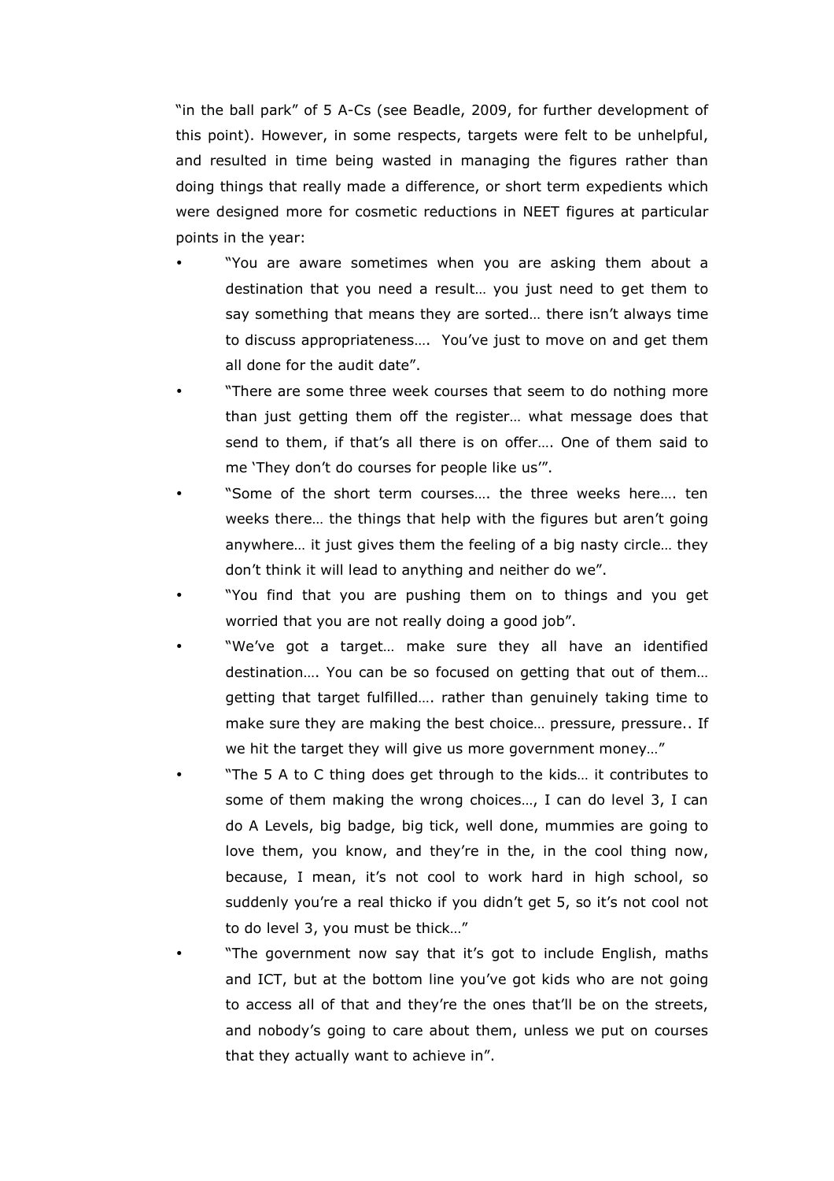"in the ball park" of 5 A-Cs (see Beadle, 2009, for further development of this point). However, in some respects, targets were felt to be unhelpful, and resulted in time being wasted in managing the figures rather than doing things that really made a difference, or short term expedients which were designed more for cosmetic reductions in NEET figures at particular points in the year:

- "You are aware sometimes when you are asking them about a destination that you need a result… you just need to get them to say something that means they are sorted… there isn't always time to discuss appropriateness…. You've just to move on and get them all done for the audit date".
- "There are some three week courses that seem to do nothing more than just getting them off the register… what message does that send to them, if that's all there is on offer…. One of them said to me 'They don't do courses for people like us'".
- "Some of the short term courses…. the three weeks here…. ten weeks there… the things that help with the figures but aren't going anywhere… it just gives them the feeling of a big nasty circle… they don't think it will lead to anything and neither do we".
- "You find that you are pushing them on to things and you get worried that you are not really doing a good job".
- "We've got a target… make sure they all have an identified destination…. You can be so focused on getting that out of them… getting that target fulfilled…. rather than genuinely taking time to make sure they are making the best choice… pressure, pressure.. If we hit the target they will give us more government money…"
- "The 5 A to C thing does get through to the kids… it contributes to some of them making the wrong choices…, I can do level 3, I can do A Levels, big badge, big tick, well done, mummies are going to love them, you know, and they're in the, in the cool thing now, because, I mean, it's not cool to work hard in high school, so suddenly you're a real thicko if you didn't get 5, so it's not cool not to do level 3, you must be thick…"
- "The government now say that it's got to include English, maths and ICT, but at the bottom line you've got kids who are not going to access all of that and they're the ones that'll be on the streets, and nobody's going to care about them, unless we put on courses that they actually want to achieve in".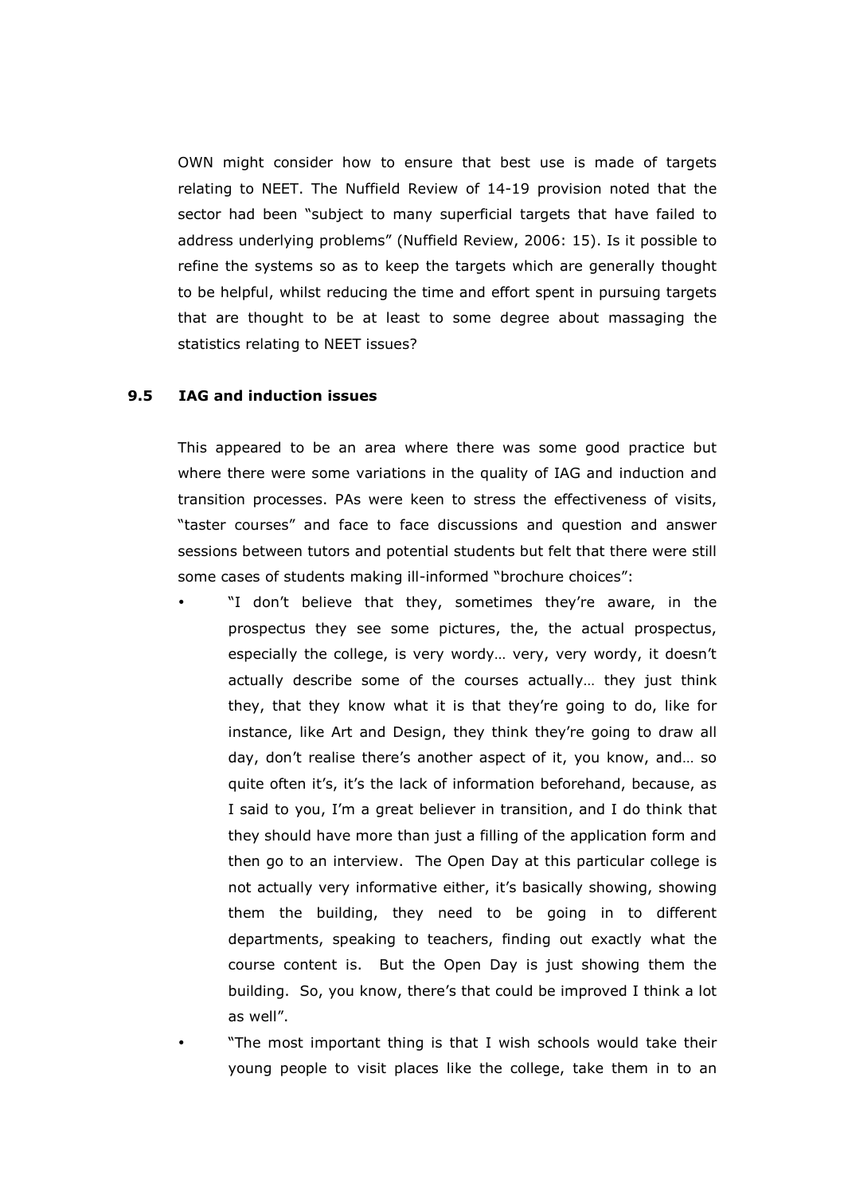OWN might consider how to ensure that best use is made of targets relating to NEET. The Nuffield Review of 14-19 provision noted that the sector had been "subject to many superficial targets that have failed to address underlying problems" (Nuffield Review, 2006: 15). Is it possible to refine the systems so as to keep the targets which are generally thought to be helpful, whilst reducing the time and effort spent in pursuing targets that are thought to be at least to some degree about massaging the statistics relating to NEET issues?

### 9.5 IAG and induction issues

This appeared to be an area where there was some good practice but where there were some variations in the quality of IAG and induction and transition processes. PAs were keen to stress the effectiveness of visits, "taster courses" and face to face discussions and question and answer sessions between tutors and potential students but felt that there were still some cases of students making ill-informed "brochure choices":

- "I don't believe that they, sometimes they're aware, in the prospectus they see some pictures, the, the actual prospectus, especially the college, is very wordy… very, very wordy, it doesn't actually describe some of the courses actually… they just think they, that they know what it is that they're going to do, like for instance, like Art and Design, they think they're going to draw all day, don't realise there's another aspect of it, you know, and… so quite often it's, it's the lack of information beforehand, because, as I said to you, I'm a great believer in transition, and I do think that they should have more than just a filling of the application form and then go to an interview. The Open Day at this particular college is not actually very informative either, it's basically showing, showing them the building, they need to be going in to different departments, speaking to teachers, finding out exactly what the course content is. But the Open Day is just showing them the building. So, you know, there's that could be improved I think a lot as well".
- "The most important thing is that I wish schools would take their young people to visit places like the college, take them in to an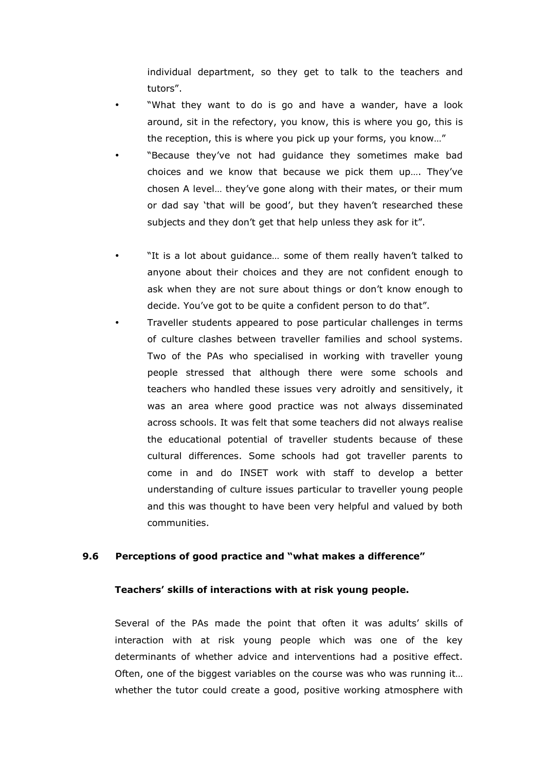individual department, so they get to talk to the teachers and tutors".

- "What they want to do is go and have a wander, have a look around, sit in the refectory, you know, this is where you go, this is the reception, this is where you pick up your forms, you know…"
- "Because they've not had guidance they sometimes make bad choices and we know that because we pick them up…. They've chosen A level… they've gone along with their mates, or their mum or dad say 'that will be good', but they haven't researched these subjects and they don't get that help unless they ask for it".
- "It is a lot about guidance… some of them really haven't talked to anyone about their choices and they are not confident enough to ask when they are not sure about things or don't know enough to decide. You've got to be quite a confident person to do that".
- Traveller students appeared to pose particular challenges in terms of culture clashes between traveller families and school systems. Two of the PAs who specialised in working with traveller young people stressed that although there were some schools and teachers who handled these issues very adroitly and sensitively, it was an area where good practice was not always disseminated across schools. It was felt that some teachers did not always realise the educational potential of traveller students because of these cultural differences. Some schools had got traveller parents to come in and do INSET work with staff to develop a better understanding of culture issues particular to traveller young people and this was thought to have been very helpful and valued by both communities.

### 9.6 Perceptions of good practice and "what makes a difference"

**Teachers' skills of interactions with at risk young people.**

Several of the PAs made the point that often it was adults' skills of interaction with at risk young people which was one of the key determinants of whether advice and interventions had a positive effect. Often, one of the biggest variables on the course was who was running it… whether the tutor could create a good, positive working atmosphere with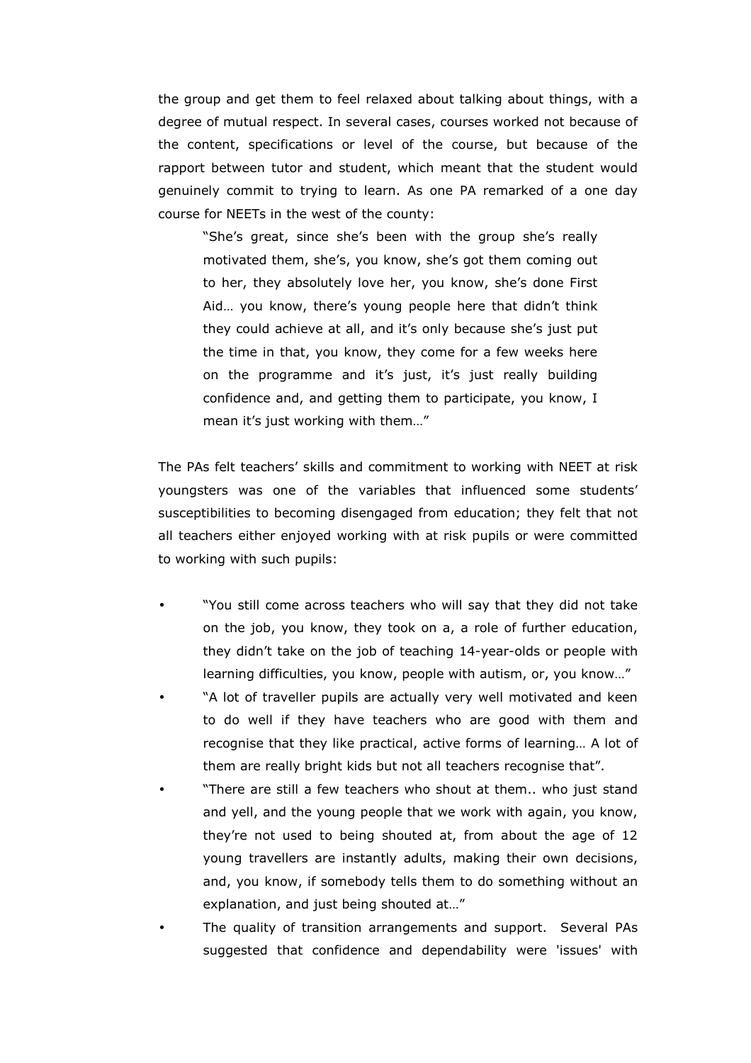the group and get them to feel relaxed about talking about things, with a degree of mutual respect. In several cases, courses worked not because of the content, specifications or level of the course, but because of the rapport between tutor and student, which meant that the student would genuinely commit to trying to learn. As one PA remarked of a one day course for NEETs in the west of the county:

> "She's great, since she's been with the group she's really motivated them, she's, you know, she's got them coming out to her, they absolutely love her, you know, she's done First Aid… you know, there's young people here that didn't think they could achieve at all, and it's only because she's just put the time in that, you know, they come for a few weeks here on the programme and it's just, it's just really building confidence and, and getting them to participate, you know, I mean it's just working with them…"

The PAs felt teachers' skills and commitment to working with NEET at risk youngsters was one of the variables that influenced some students' susceptibilities to becoming disengaged from education; they felt that not all teachers either enjoyed working with at risk pupils or were committed to working with such pupils:

- "You still come across teachers who will say that they did not take on the job, you know, they took on a, a role of further education, they didn't take on the job of teaching 14-year-olds or people with learning difficulties, you know, people with autism, or, you know…"
- "A lot of traveller pupils are actually very well motivated and keen to do well if they have teachers who are good with them and recognise that they like practical, active forms of learning… A lot of them are really bright kids but not all teachers recognise that".
- "There are still a few teachers who shout at them.. who just stand and yell, and the young people that we work with again, you know, they're not used to being shouted at, from about the age of 12 young travellers are instantly adults, making their own decisions, and, you know, if somebody tells them to do something without an explanation, and just being shouted at…"
- The quality of transition arrangements and support. Several PAs suggested that confidence and dependability were 'issues' with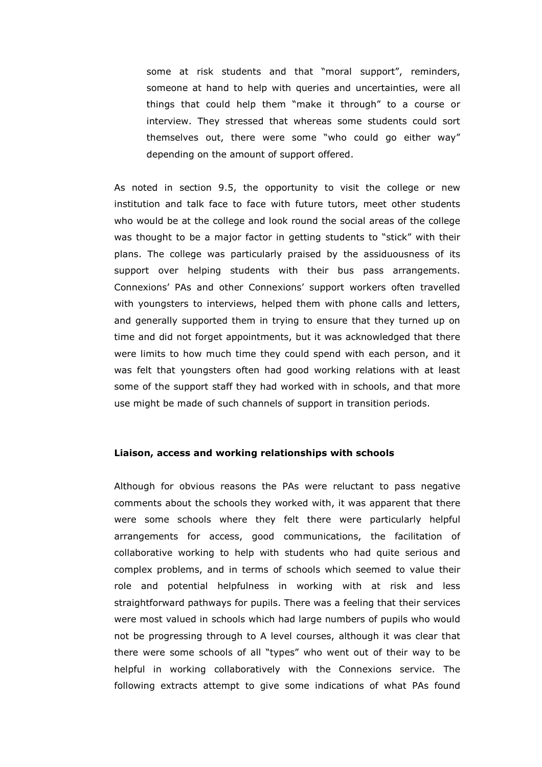some at risk students and that "moral support", reminders, someone at hand to help with queries and uncertainties, were all things that could help them "make it through" to a course or interview. They stressed that whereas some students could sort themselves out, there were some "who could go either way" depending on the amount of support offered.

As noted in section 9.5, the opportunity to visit the college or new institution and talk face to face with future tutors, meet other students who would be at the college and look round the social areas of the college was thought to be a major factor in getting students to "stick" with their plans. The college was particularly praised by the assiduousness of its support over helping students with their bus pass arrangements. Connexions' PAs and other Connexions' support workers often travelled with youngsters to interviews, helped them with phone calls and letters, and generally supported them in trying to ensure that they turned up on time and did not forget appointments, but it was acknowledged that there were limits to how much time they could spend with each person, and it was felt that youngsters often had good working relations with at least some of the support staff they had worked with in schools, and that more use might be made of such channels of support in transition periods.

**Liaison, access and working relationships with schools**

Although for obvious reasons the PAs were reluctant to pass negative comments about the schools they worked with, it was apparent that there were some schools where they felt there were particularly helpful arrangements for access, good communications, the facilitation of collaborative working to help with students who had quite serious and complex problems, and in terms of schools which seemed to value their role and potential helpfulness in working with at risk and less straightforward pathways for pupils. There was a feeling that their services were most valued in schools which had large numbers of pupils who would not be progressing through to A level courses, although it was clear that there were some schools of all "types" who went out of their way to be helpful in working collaboratively with the Connexions service. The following extracts attempt to give some indications of what PAs found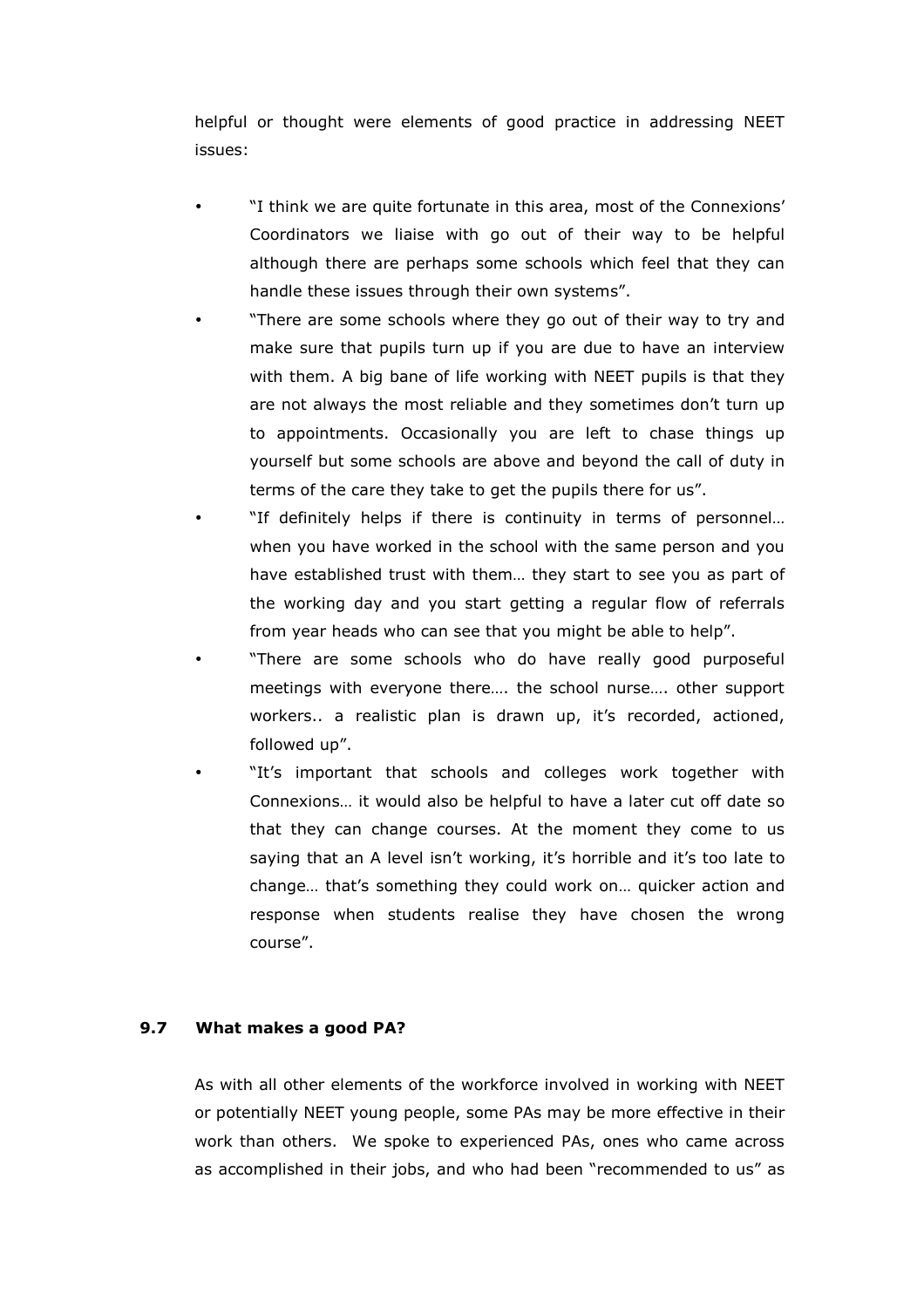helpful or thought were elements of good practice in addressing NEET issues:

- "I think we are quite fortunate in this area, most of the Connexions' Coordinators we liaise with go out of their way to be helpful although there are perhaps some schools which feel that they can handle these issues through their own systems".
- "There are some schools where they go out of their way to try and make sure that pupils turn up if you are due to have an interview with them. A big bane of life working with NEET pupils is that they are not always the most reliable and they sometimes don't turn up to appointments. Occasionally you are left to chase things up yourself but some schools are above and beyond the call of duty in terms of the care they take to get the pupils there for us".
- "If definitely helps if there is continuity in terms of personnel… when you have worked in the school with the same person and you have established trust with them… they start to see you as part of the working day and you start getting a regular flow of referrals from year heads who can see that you might be able to help".
- "There are some schools who do have really good purposeful meetings with everyone there…. the school nurse…. other support workers.. a realistic plan is drawn up, it's recorded, actioned, followed up".
- "It's important that schools and colleges work together with Connexions… it would also be helpful to have a later cut off date so that they can change courses. At the moment they come to us saying that an A level isn't working, it's horrible and it's too late to change… that's something they could work on… quicker action and response when students realise they have chosen the wrong course".

### 9.7 What makes a good PA?

As with all other elements of the workforce involved in working with NEET or potentially NEET young people, some PAs may be more effective in their work than others. We spoke to experienced PAs, ones who came across as accomplished in their jobs, and who had been "recommended to us" as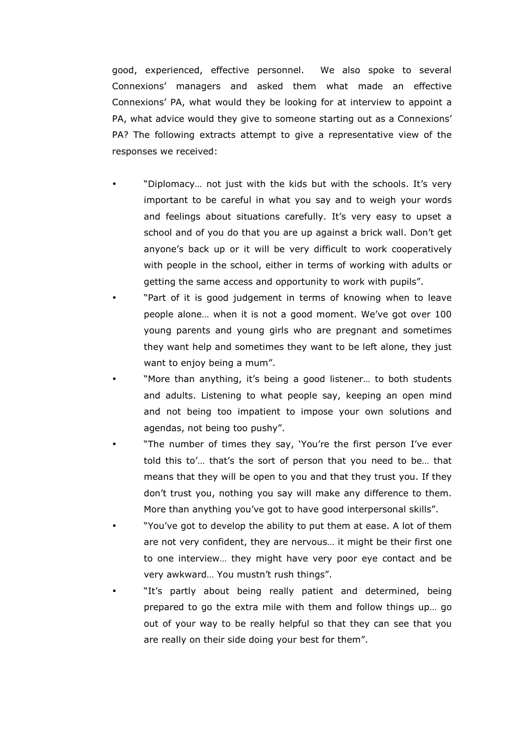good, experienced, effective personnel. We also spoke to several Connexions' managers and asked them what made an effective Connexions' PA, what would they be looking for at interview to appoint a PA, what advice would they give to someone starting out as a Connexions' PA? The following extracts attempt to give a representative view of the responses we received:

- "Diplomacy… not just with the kids but with the schools. It's very important to be careful in what you say and to weigh your words and feelings about situations carefully. It's very easy to upset a school and of you do that you are up against a brick wall. Don't get anyone's back up or it will be very difficult to work cooperatively with people in the school, either in terms of working with adults or getting the same access and opportunity to work with pupils".
- "Part of it is good judgement in terms of knowing when to leave people alone… when it is not a good moment. We've got over 100 young parents and young girls who are pregnant and sometimes they want help and sometimes they want to be left alone, they just want to enjoy being a mum".
- "More than anything, it's being a good listener… to both students and adults. Listening to what people say, keeping an open mind and not being too impatient to impose your own solutions and agendas, not being too pushy".
- "The number of times they say, 'You're the first person I've ever told this to'… that's the sort of person that you need to be… that means that they will be open to you and that they trust you. If they don't trust you, nothing you say will make any difference to them. More than anything you've got to have good interpersonal skills".
- "You've got to develop the ability to put them at ease. A lot of them are not very confident, they are nervous… it might be their first one to one interview… they might have very poor eye contact and be very awkward… You mustn't rush things".
- "It's partly about being really patient and determined, being prepared to go the extra mile with them and follow things up… go out of your way to be really helpful so that they can see that you are really on their side doing your best for them".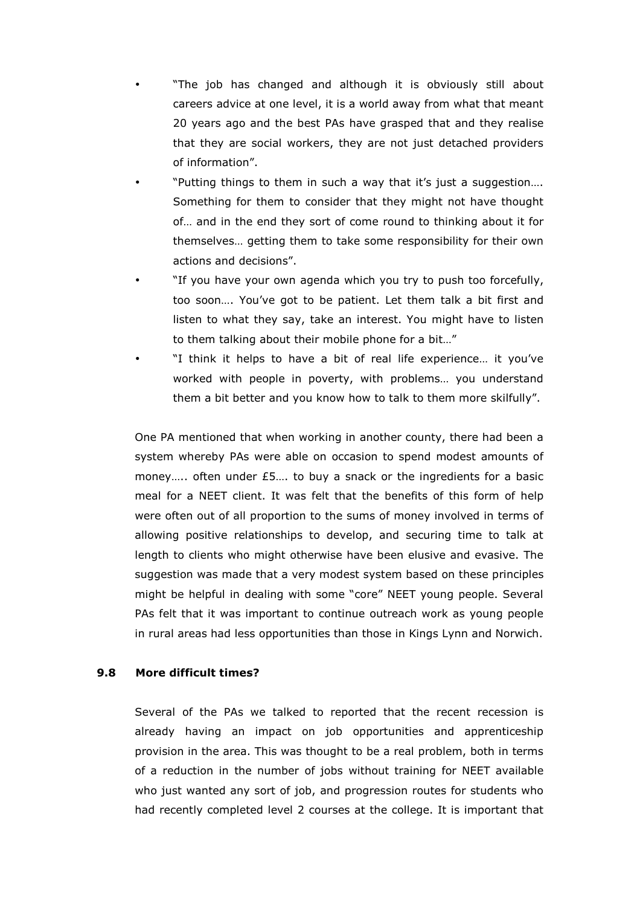- "The job has changed and although it is obviously still about careers advice at one level, it is a world away from what that meant 20 years ago and the best PAs have grasped that and they realise that they are social workers, they are not just detached providers of information".
- "Putting things to them in such a way that it's just a suggestion…. Something for them to consider that they might not have thought of… and in the end they sort of come round to thinking about it for themselves… getting them to take some responsibility for their own actions and decisions".
- "If you have your own agenda which you try to push too forcefully, too soon…. You've got to be patient. Let them talk a bit first and listen to what they say, take an interest. You might have to listen to them talking about their mobile phone for a bit…"
- "I think it helps to have a bit of real life experience… it you've worked with people in poverty, with problems… you understand them a bit better and you know how to talk to them more skilfully".

One PA mentioned that when working in another county, there had been a system whereby PAs were able on occasion to spend modest amounts of money….. often under £5…. to buy a snack or the ingredients for a basic meal for a NEET client. It was felt that the benefits of this form of help were often out of all proportion to the sums of money involved in terms of allowing positive relationships to develop, and securing time to talk at length to clients who might otherwise have been elusive and evasive. The suggestion was made that a very modest system based on these principles might be helpful in dealing with some "core" NEET young people. Several PAs felt that it was important to continue outreach work as young people in rural areas had less opportunities than those in Kings Lynn and Norwich.

### 9.8 More difficult times?

Several of the PAs we talked to reported that the recent recession is already having an impact on job opportunities and apprenticeship provision in the area. This was thought to be a real problem, both in terms of a reduction in the number of jobs without training for NEET available who just wanted any sort of job, and progression routes for students who had recently completed level 2 courses at the college. It is important that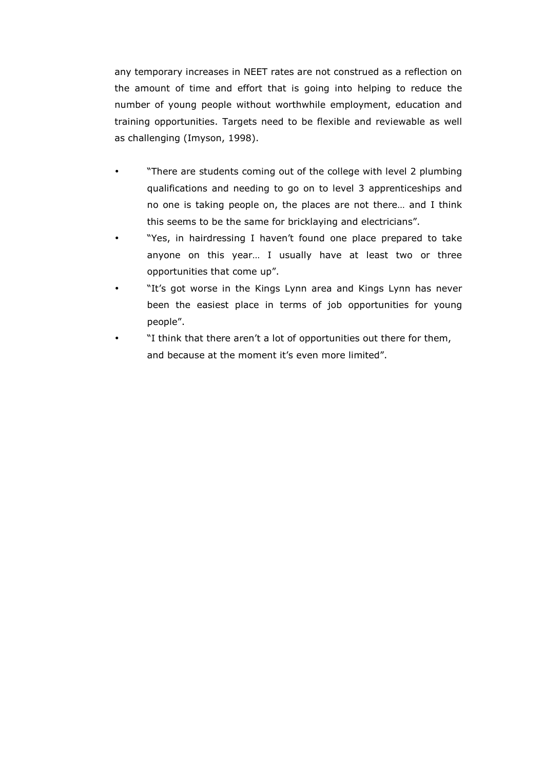any temporary increases in NEET rates are not construed as a reflection on the amount of time and effort that is going into helping to reduce the number of young people without worthwhile employment, education and training opportunities. Targets need to be flexible and reviewable as well as challenging (Imyson, 1998).

- "There are students coming out of the college with level 2 plumbing qualifications and needing to go on to level 3 apprenticeships and no one is taking people on, the places are not there… and I think this seems to be the same for bricklaying and electricians".
- "Yes, in hairdressing I haven't found one place prepared to take anyone on this year… I usually have at least two or three opportunities that come up".
- "It's got worse in the Kings Lynn area and Kings Lynn has never been the easiest place in terms of job opportunities for young people".
- "I think that there aren't a lot of opportunities out there for them, and because at the moment it's even more limited".